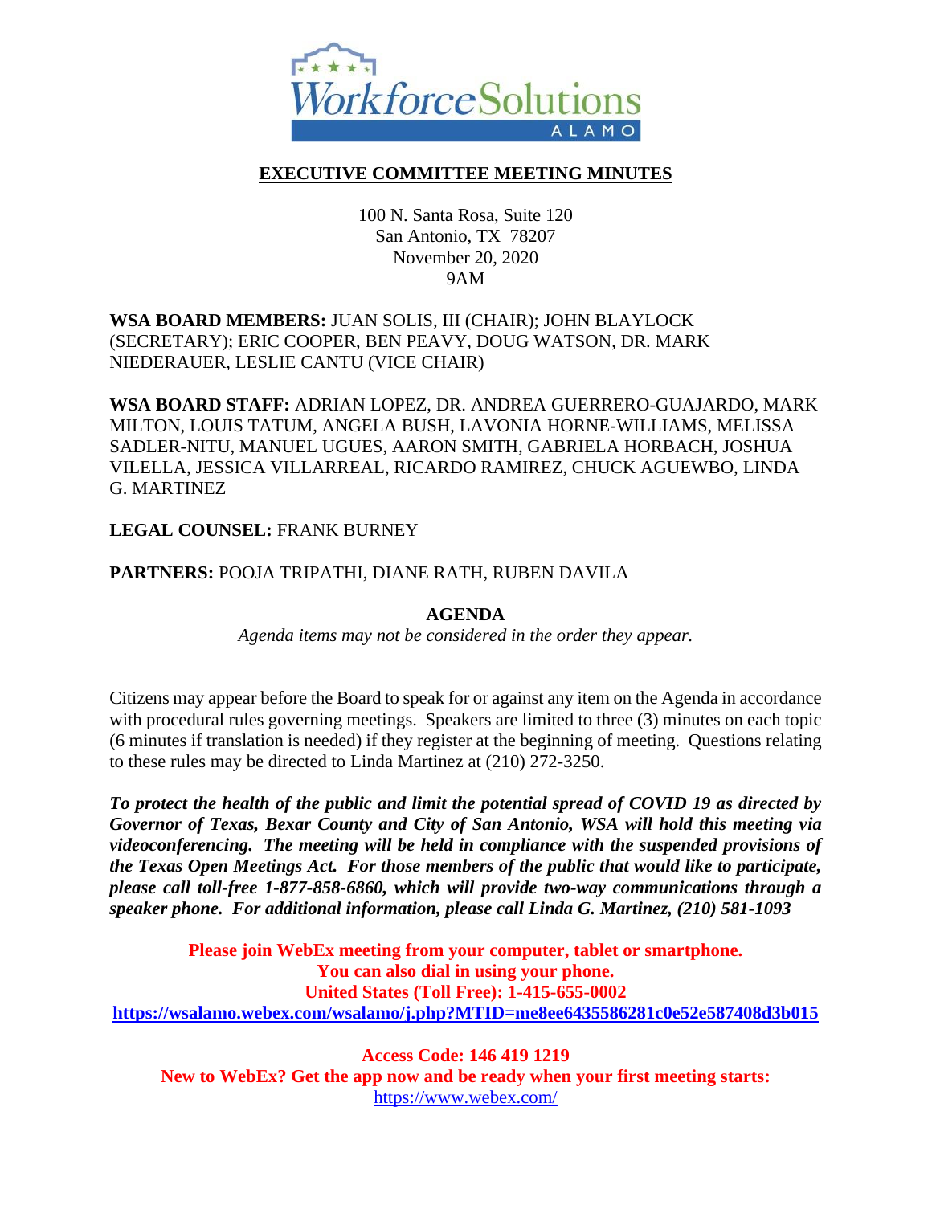# EXECUTIVE COMMITTEE MEETING MINUTES

100 N. Santa Rosa, Suite 120
San Antonio, TX 78207
November 20, 2020
9AM

**WSA BOARD MEMBERS:** JUAN SOLIS, III (CHAIR); JOHN BLAYLOCK (SECRETARY); ERIC COOPER, BEN PEAVY, DOUG WATSON, DR. MARK NIEDERAUER, LESLIE CANTU (VICE CHAIR)

**WSA BOARD STAFF:** ADRIAN LOPEZ, DR. ANDREA GUERRERO-GUAJARDO, MARK MILTON, LOUIS TATUM, ANGELA BUSH, LAVONIA HORNE-WILLIAMS, MELISSA SADLER-NITU, MANUEL UGUES, AARON SMITH, GABRIELA HORBACH, JOSHUA VILELLA, JESSICA VILLARREAL, RICARDO RAMIREZ, CHUCK AGUEWBO, LINDA G. MARTINEZ

**LEGAL COUNSEL:** FRANK BURNEY

**PARTNERS:** POOJA TRIPATHI, DIANE RATH, RUBEN DAVILA

## AGENDA

*Agenda items may not be considered in the order they appear.*

Citizens may appear before the Board to speak for or against any item on the Agenda in accordance with procedural rules governing meetings. Speakers are limited to three (3) minutes on each topic (6 minutes if translation is needed) if they register at the beginning of meeting. Questions relating to these rules may be directed to Linda Martinez at (210) 272-3250.

***To protect the health of the public and limit the potential spread of COVID 19 as directed by Governor of Texas, Bexar County and City of San Antonio, WSA will hold this meeting via videoconferencing. The meeting will be held in compliance with the suspended provisions of the Texas Open Meetings Act. For those members of the public that would like to participate, please call toll-free 1-877-858-6860, which will provide two-way communications through a speaker phone. For additional information, please call Linda G. Martinez, (210) 581-1093***

**Please join WebEx meeting from your computer, tablet or smartphone.**
**You can also dial in using your phone.**
**United States (Toll Free): 1-415-655-0002**
**https://wsalamo.webex.com/wsalamo/j.php?MTID=me8ee6435586281c0e52e587408d3b015**

**Access Code: 146 419 1219**
**New to WebEx? Get the app now and be ready when your first meeting starts:**
https://www.webex.com/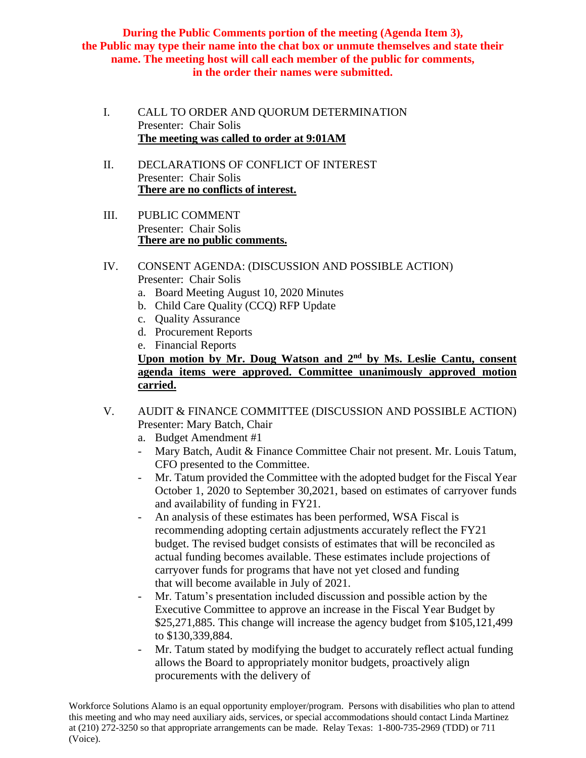**During the Public Comments portion of the meeting (Agenda Item 3), the Public may type their name into the chat box or unmute themselves and state their name. The meeting host will call each member of the public for comments, in the order their names were submitted.**

I. CALL TO ORDER AND QUORUM DETERMINATION
Presenter: Chair Solis
**The meeting was called to order at 9:01AM**

II. DECLARATIONS OF CONFLICT OF INTEREST
Presenter: Chair Solis
**There are no conflicts of interest.**

III. PUBLIC COMMENT
Presenter: Chair Solis
**There are no public comments.**

IV. CONSENT AGENDA: (DISCUSSION AND POSSIBLE ACTION)
Presenter: Chair Solis

a. Board Meeting August 10, 2020 Minutes
b. Child Care Quality (CCQ) RFP Update
c. Quality Assurance
d. Procurement Reports
e. Financial Reports

**Upon motion by Mr. Doug Watson and 2nd by Ms. Leslie Cantu, consent agenda items were approved. Committee unanimously approved motion carried.**

V. AUDIT & FINANCE COMMITTEE (DISCUSSION AND POSSIBLE ACTION)
Presenter: Mary Batch, Chair

a. Budget Amendment #1

- Mary Batch, Audit & Finance Committee Chair not present. Mr. Louis Tatum, CFO presented to the Committee.
- Mr. Tatum provided the Committee with the adopted budget for the Fiscal Year October 1, 2020 to September 30,2021, based on estimates of carryover funds and availability of funding in FY21.
- An analysis of these estimates has been performed, WSA Fiscal is recommending adopting certain adjustments accurately reflect the FY21 budget. The revised budget consists of estimates that will be reconciled as actual funding becomes available. These estimates include projections of carryover funds for programs that have not yet closed and funding that will become available in July of 2021.
- Mr. Tatum's presentation included discussion and possible action by the Executive Committee to approve an increase in the Fiscal Year Budget by $25,271,885. This change will increase the agency budget from $105,121,499 to $130,339,884.
- Mr. Tatum stated by modifying the budget to accurately reflect actual funding allows the Board to appropriately monitor budgets, proactively align procurements with the delivery of

Workforce Solutions Alamo is an equal opportunity employer/program. Persons with disabilities who plan to attend this meeting and who may need auxiliary aids, services, or special accommodations should contact Linda Martinez at (210) 272-3250 so that appropriate arrangements can be made. Relay Texas: 1-800-735-2969 (TDD) or 711 (Voice).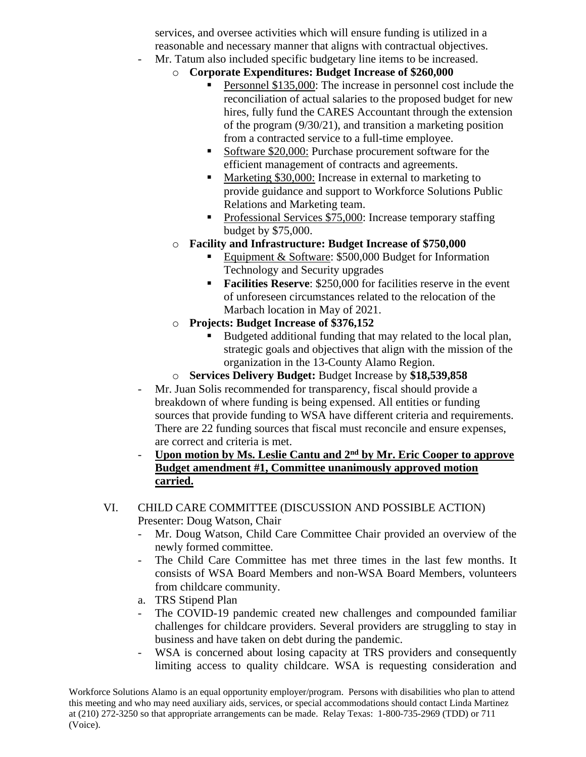services, and oversee activities which will ensure funding is utilized in a reasonable and necessary manner that aligns with contractual objectives.

- Mr. Tatum also included specific budgetary line items to be increased.
  - **Corporate Expenditures: Budget Increase of $260,000**
    - Personnel $135,000: The increase in personnel cost include the reconciliation of actual salaries to the proposed budget for new hires, fully fund the CARES Accountant through the extension of the program (9/30/21), and transition a marketing position from a contracted service to a full-time employee.
    - Software $20,000: Purchase procurement software for the efficient management of contracts and agreements.
    - Marketing $30,000: Increase in external to marketing to provide guidance and support to Workforce Solutions Public Relations and Marketing team.
    - Professional Services $75,000: Increase temporary staffing budget by $75,000.
  - **Facility and Infrastructure: Budget Increase of $750,000**
    - Equipment & Software: $500,000 Budget for Information Technology and Security upgrades
    - **Facilities Reserve**: $250,000 for facilities reserve in the event of unforeseen circumstances related to the relocation of the Marbach location in May of 2021.
  - **Projects: Budget Increase of $376,152**
    - Budgeted additional funding that may related to the local plan, strategic goals and objectives that align with the mission of the organization in the 13-County Alamo Region.
  - **Services Delivery Budget:** Budget Increase by **$18,539,858**
- Mr. Juan Solis recommended for transparency, fiscal should provide a breakdown of where funding is being expensed. All entities or funding sources that provide funding to WSA have different criteria and requirements. There are 22 funding sources that fiscal must reconcile and ensure expenses, are correct and criteria is met.
- **Upon motion by Ms. Leslie Cantu and 2nd by Mr. Eric Cooper to approve Budget amendment #1, Committee unanimously approved motion carried.**

VI. CHILD CARE COMMITTEE (DISCUSSION AND POSSIBLE ACTION)
Presenter: Doug Watson, Chair

- Mr. Doug Watson, Child Care Committee Chair provided an overview of the newly formed committee.
- The Child Care Committee has met three times in the last few months. It consists of WSA Board Members and non-WSA Board Members, volunteers from childcare community.

a. TRS Stipend Plan

- The COVID-19 pandemic created new challenges and compounded familiar challenges for childcare providers. Several providers are struggling to stay in business and have taken on debt during the pandemic.
- WSA is concerned about losing capacity at TRS providers and consequently limiting access to quality childcare. WSA is requesting consideration and

Workforce Solutions Alamo is an equal opportunity employer/program. Persons with disabilities who plan to attend this meeting and who may need auxiliary aids, services, or special accommodations should contact Linda Martinez at (210) 272-3250 so that appropriate arrangements can be made. Relay Texas: 1-800-735-2969 (TDD) or 711 (Voice).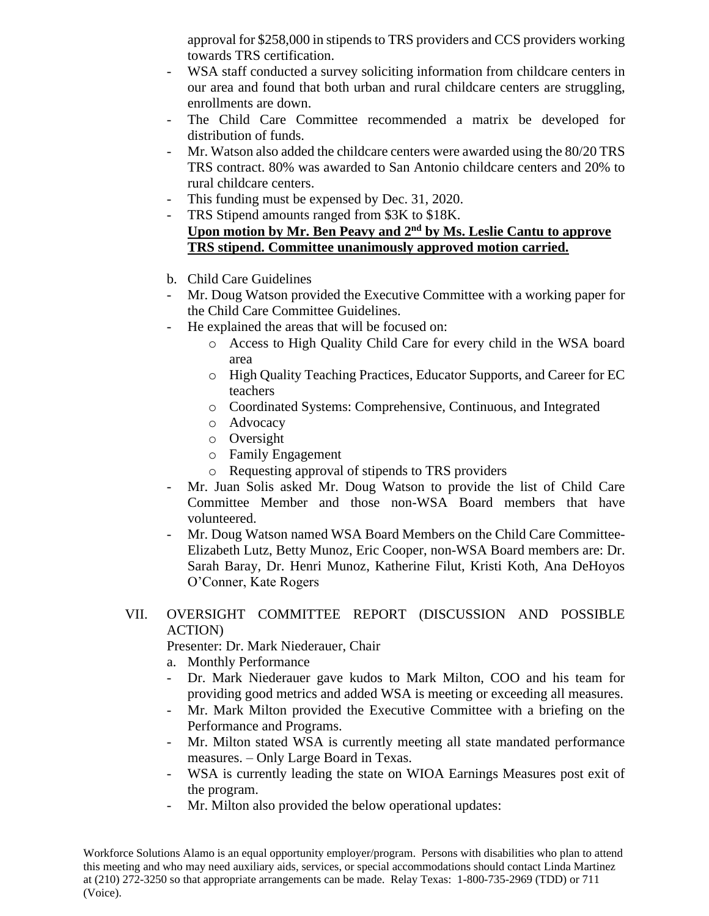approval for $258,000 in stipends to TRS providers and CCS providers working towards TRS certification.

- WSA staff conducted a survey soliciting information from childcare centers in our area and found that both urban and rural childcare centers are struggling, enrollments are down.
- The Child Care Committee recommended a matrix be developed for distribution of funds.
- Mr. Watson also added the childcare centers were awarded using the 80/20 TRS TRS contract. 80% was awarded to San Antonio childcare centers and 20% to rural childcare centers.
- This funding must be expensed by Dec. 31, 2020.
- TRS Stipend amounts ranged from $3K to $18K.

**Upon motion by Mr. Ben Peavy and 2nd by Ms. Leslie Cantu to approve TRS stipend. Committee unanimously approved motion carried.**

b. Child Care Guidelines

- Mr. Doug Watson provided the Executive Committee with a working paper for the Child Care Committee Guidelines.
- He explained the areas that will be focused on:
  - Access to High Quality Child Care for every child in the WSA board area
  - High Quality Teaching Practices, Educator Supports, and Career for EC teachers
  - Coordinated Systems: Comprehensive, Continuous, and Integrated
  - Advocacy
  - Oversight
  - Family Engagement
  - Requesting approval of stipends to TRS providers
- Mr. Juan Solis asked Mr. Doug Watson to provide the list of Child Care Committee Member and those non-WSA Board members that have volunteered.
- Mr. Doug Watson named WSA Board Members on the Child Care Committee- Elizabeth Lutz, Betty Munoz, Eric Cooper, non-WSA Board members are: Dr. Sarah Baray, Dr. Henri Munoz, Katherine Filut, Kristi Koth, Ana DeHoyos O'Conner, Kate Rogers

VII. OVERSIGHT COMMITTEE REPORT (DISCUSSION AND POSSIBLE ACTION)

Presenter: Dr. Mark Niederauer, Chair

a. Monthly Performance

- Dr. Mark Niederauer gave kudos to Mark Milton, COO and his team for providing good metrics and added WSA is meeting or exceeding all measures.
- Mr. Mark Milton provided the Executive Committee with a briefing on the Performance and Programs.
- Mr. Milton stated WSA is currently meeting all state mandated performance measures. – Only Large Board in Texas.
- WSA is currently leading the state on WIOA Earnings Measures post exit of the program.
- Mr. Milton also provided the below operational updates:

Workforce Solutions Alamo is an equal opportunity employer/program. Persons with disabilities who plan to attend this meeting and who may need auxiliary aids, services, or special accommodations should contact Linda Martinez at (210) 272-3250 so that appropriate arrangements can be made. Relay Texas: 1-800-735-2969 (TDD) or 711 (Voice).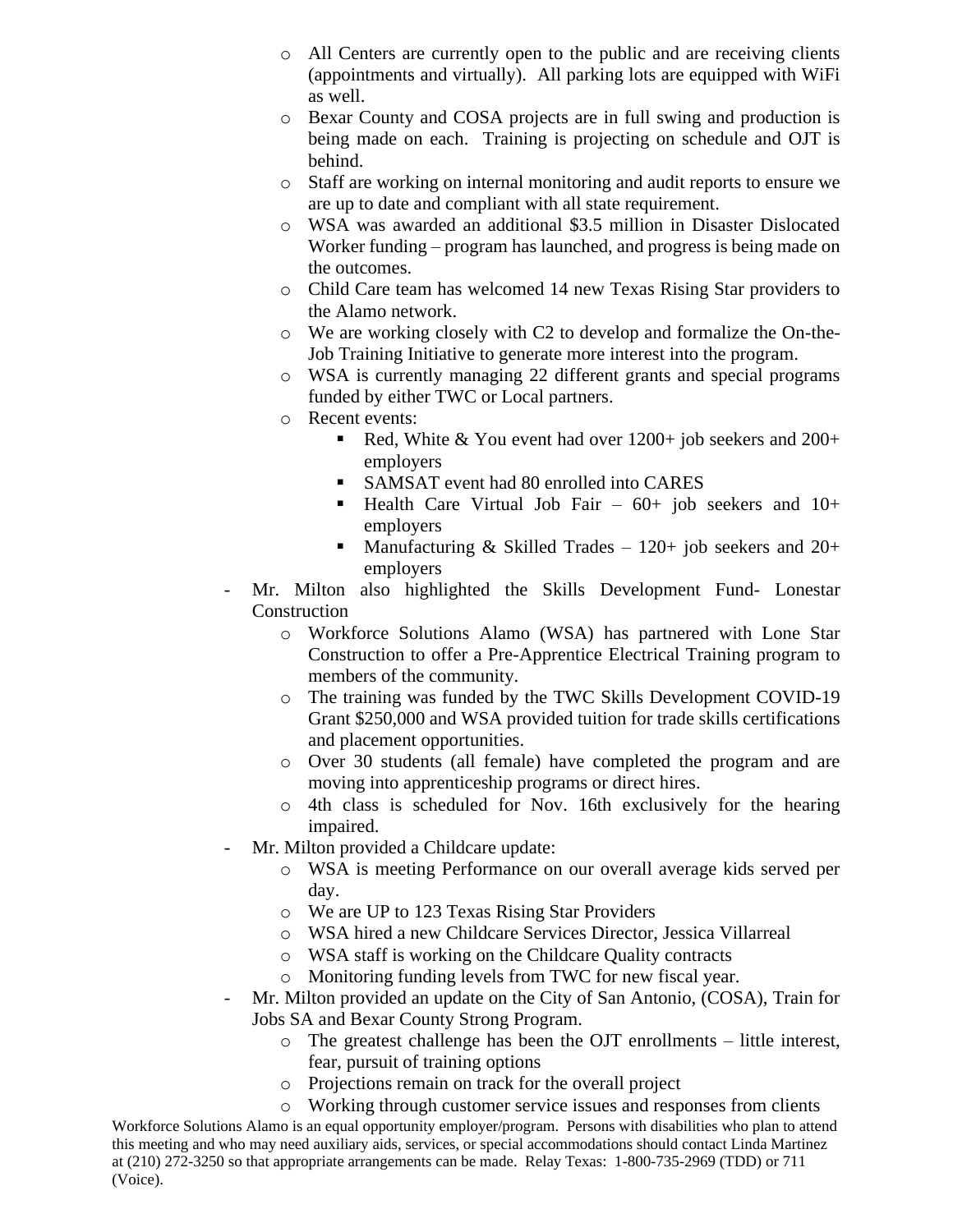- All Centers are currently open to the public and are receiving clients (appointments and virtually). All parking lots are equipped with WiFi as well.
  - Bexar County and COSA projects are in full swing and production is being made on each. Training is projecting on schedule and OJT is behind.
  - Staff are working on internal monitoring and audit reports to ensure we are up to date and compliant with all state requirement.
  - WSA was awarded an additional $3.5 million in Disaster Dislocated Worker funding – program has launched, and progress is being made on the outcomes.
  - Child Care team has welcomed 14 new Texas Rising Star providers to the Alamo network.
  - We are working closely with C2 to develop and formalize the On-the-Job Training Initiative to generate more interest into the program.
  - WSA is currently managing 22 different grants and special programs funded by either TWC or Local partners.
  - Recent events:
    - Red, White & You event had over 1200+ job seekers and 200+ employers
    - SAMSAT event had 80 enrolled into CARES
    - Health Care Virtual Job Fair – 60+ job seekers and 10+ employers
    - Manufacturing & Skilled Trades – 120+ job seekers and 20+ employers

- Mr. Milton also highlighted the Skills Development Fund- Lonestar Construction
  - Workforce Solutions Alamo (WSA) has partnered with Lone Star Construction to offer a Pre-Apprentice Electrical Training program to members of the community.
  - The training was funded by the TWC Skills Development COVID-19 Grant $250,000 and WSA provided tuition for trade skills certifications and placement opportunities.
  - Over 30 students (all female) have completed the program and are moving into apprenticeship programs or direct hires.
  - 4th class is scheduled for Nov. 16th exclusively for the hearing impaired.
- Mr. Milton provided a Childcare update:
  - WSA is meeting Performance on our overall average kids served per day.
  - We are UP to 123 Texas Rising Star Providers
  - WSA hired a new Childcare Services Director, Jessica Villarreal
  - WSA staff is working on the Childcare Quality contracts
  - Monitoring funding levels from TWC for new fiscal year.
- Mr. Milton provided an update on the City of San Antonio, (COSA), Train for Jobs SA and Bexar County Strong Program.
  - The greatest challenge has been the OJT enrollments – little interest, fear, pursuit of training options
  - Projections remain on track for the overall project
  - Working through customer service issues and responses from clients

Workforce Solutions Alamo is an equal opportunity employer/program. Persons with disabilities who plan to attend this meeting and who may need auxiliary aids, services, or special accommodations should contact Linda Martinez at (210) 272-3250 so that appropriate arrangements can be made. Relay Texas: 1-800-735-2969 (TDD) or 711 (Voice).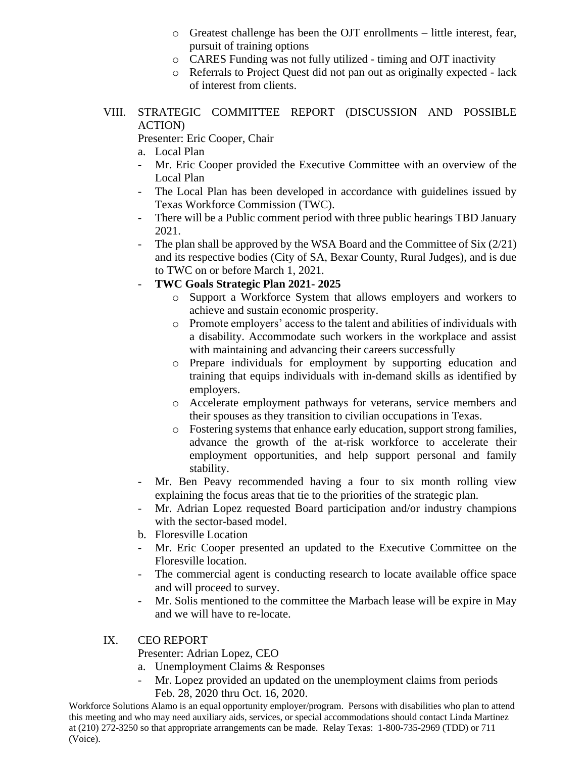- Greatest challenge has been the OJT enrollments – little interest, fear, pursuit of training options
- CARES Funding was not fully utilized - timing and OJT inactivity
- Referrals to Project Quest did not pan out as originally expected - lack of interest from clients.

VIII. STRATEGIC COMMITTEE REPORT (DISCUSSION AND POSSIBLE ACTION)

Presenter: Eric Cooper, Chair

a. Local Plan

- Mr. Eric Cooper provided the Executive Committee with an overview of the Local Plan
- The Local Plan has been developed in accordance with guidelines issued by Texas Workforce Commission (TWC).
- There will be a Public comment period with three public hearings TBD January 2021.
- The plan shall be approved by the WSA Board and the Committee of Six (2/21) and its respective bodies (City of SA, Bexar County, Rural Judges), and is due to TWC on or before March 1, 2021.
- **TWC Goals Strategic Plan 2021- 2025**
    - Support a Workforce System that allows employers and workers to achieve and sustain economic prosperity.
    - Promote employers' access to the talent and abilities of individuals with a disability. Accommodate such workers in the workplace and assist with maintaining and advancing their careers successfully
    - Prepare individuals for employment by supporting education and training that equips individuals with in-demand skills as identified by employers.
    - Accelerate employment pathways for veterans, service members and their spouses as they transition to civilian occupations in Texas.
    - Fostering systems that enhance early education, support strong families, advance the growth of the at-risk workforce to accelerate their employment opportunities, and help support personal and family stability.
- Mr. Ben Peavy recommended having a four to six month rolling view explaining the focus areas that tie to the priorities of the strategic plan.
- Mr. Adrian Lopez requested Board participation and/or industry champions with the sector-based model.

b. Floresville Location

- Mr. Eric Cooper presented an updated to the Executive Committee on the Floresville location.
- The commercial agent is conducting research to locate available office space and will proceed to survey.
- Mr. Solis mentioned to the committee the Marbach lease will be expire in May and we will have to re-locate.

IX. CEO REPORT

Presenter: Adrian Lopez, CEO

a. Unemployment Claims & Responses

- Mr. Lopez provided an updated on the unemployment claims from periods Feb. 28, 2020 thru Oct. 16, 2020.

Workforce Solutions Alamo is an equal opportunity employer/program. Persons with disabilities who plan to attend this meeting and who may need auxiliary aids, services, or special accommodations should contact Linda Martinez at (210) 272-3250 so that appropriate arrangements can be made. Relay Texas: 1-800-735-2969 (TDD) or 711 (Voice).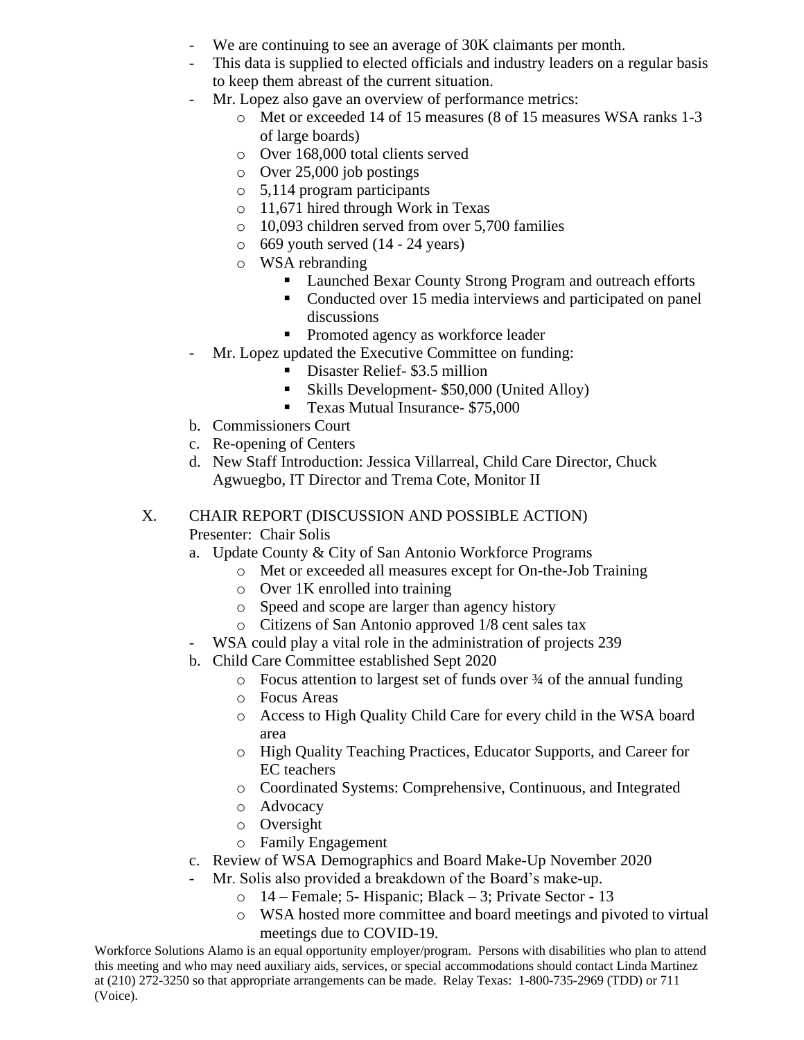- We are continuing to see an average of 30K claimants per month.
- This data is supplied to elected officials and industry leaders on a regular basis to keep them abreast of the current situation.
- Mr. Lopez also gave an overview of performance metrics:
    - Met or exceeded 14 of 15 measures (8 of 15 measures WSA ranks 1-3 of large boards)
    - Over 168,000 total clients served
    - Over 25,000 job postings
    - 5,114 program participants
    - 11,671 hired through Work in Texas
    - 10,093 children served from over 5,700 families
    - 669 youth served (14 - 24 years)
    - WSA rebranding
        - Launched Bexar County Strong Program and outreach efforts
        - Conducted over 15 media interviews and participated on panel discussions
        - Promoted agency as workforce leader
- Mr. Lopez updated the Executive Committee on funding:
    - Disaster Relief- $3.5 million
    - Skills Development- $50,000 (United Alloy)
    - Texas Mutual Insurance- $75,000

b. Commissioners Court

c. Re-opening of Centers

d. New Staff Introduction: Jessica Villarreal, Child Care Director, Chuck Agwuegbo, IT Director and Trema Cote, Monitor II

X. CHAIR REPORT (DISCUSSION AND POSSIBLE ACTION)

Presenter: Chair Solis

a. Update County & City of San Antonio Workforce Programs
    - Met or exceeded all measures except for On-the-Job Training
    - Over 1K enrolled into training
    - Speed and scope are larger than agency history
    - Citizens of San Antonio approved 1/8 cent sales tax

- WSA could play a vital role in the administration of projects 239

b. Child Care Committee established Sept 2020
    - Focus attention to largest set of funds over ¾ of the annual funding
    - Focus Areas
    - Access to High Quality Child Care for every child in the WSA board area
    - High Quality Teaching Practices, Educator Supports, and Career for EC teachers
    - Coordinated Systems: Comprehensive, Continuous, and Integrated
    - Advocacy
    - Oversight
    - Family Engagement

c. Review of WSA Demographics and Board Make-Up November 2020

- Mr. Solis also provided a breakdown of the Board's make-up.
    - 14 – Female; 5- Hispanic; Black – 3; Private Sector - 13
    - WSA hosted more committee and board meetings and pivoted to virtual meetings due to COVID-19.

Workforce Solutions Alamo is an equal opportunity employer/program. Persons with disabilities who plan to attend this meeting and who may need auxiliary aids, services, or special accommodations should contact Linda Martinez at (210) 272-3250 so that appropriate arrangements can be made. Relay Texas: 1-800-735-2969 (TDD) or 711 (Voice).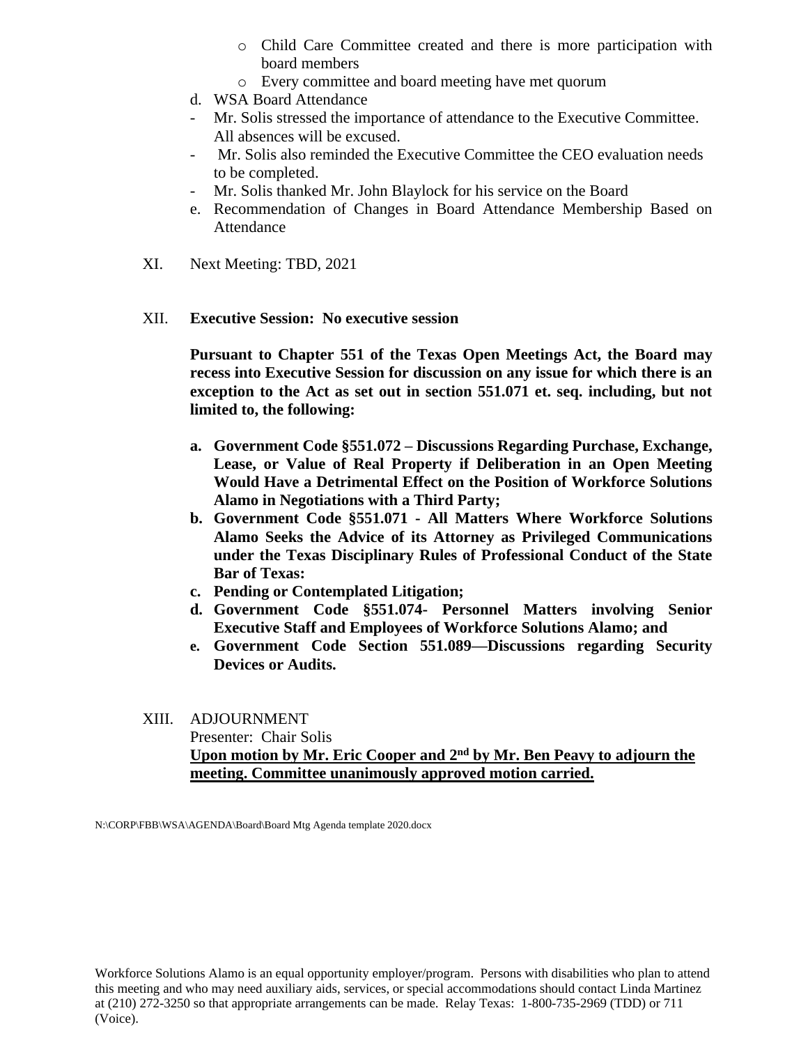- Child Care Committee created and there is more participation with board members
  - Every committee and board meeting have met quorum

d. WSA Board Attendance

- Mr. Solis stressed the importance of attendance to the Executive Committee. All absences will be excused.
- Mr. Solis also reminded the Executive Committee the CEO evaluation needs to be completed.
- Mr. Solis thanked Mr. John Blaylock for his service on the Board

e. Recommendation of Changes in Board Attendance Membership Based on Attendance

XI. Next Meeting: TBD, 2021

XII. **Executive Session: No executive session**

**Pursuant to Chapter 551 of the Texas Open Meetings Act, the Board may recess into Executive Session for discussion on any issue for which there is an exception to the Act as set out in section 551.071 et. seq. including, but not limited to, the following:**

**a. Government Code §551.072 – Discussions Regarding Purchase, Exchange, Lease, or Value of Real Property if Deliberation in an Open Meeting Would Have a Detrimental Effect on the Position of Workforce Solutions Alamo in Negotiations with a Third Party;**

**b. Government Code §551.071 - All Matters Where Workforce Solutions Alamo Seeks the Advice of its Attorney as Privileged Communications under the Texas Disciplinary Rules of Professional Conduct of the State Bar of Texas:**

**c. Pending or Contemplated Litigation;**

**d. Government Code §551.074- Personnel Matters involving Senior Executive Staff and Employees of Workforce Solutions Alamo; and**

**e. Government Code Section 551.089—Discussions regarding Security Devices or Audits.**

XIII. ADJOURNMENT

Presenter: Chair Solis

**Upon motion by Mr. Eric Cooper and 2nd by Mr. Ben Peavy to adjourn the meeting. Committee unanimously approved motion carried.**

N:\CORP\FBB\WSA\AGENDA\Board\Board Mtg Agenda template 2020.docx

Workforce Solutions Alamo is an equal opportunity employer/program. Persons with disabilities who plan to attend this meeting and who may need auxiliary aids, services, or special accommodations should contact Linda Martinez at (210) 272-3250 so that appropriate arrangements can be made. Relay Texas: 1-800-735-2969 (TDD) or 711 (Voice).